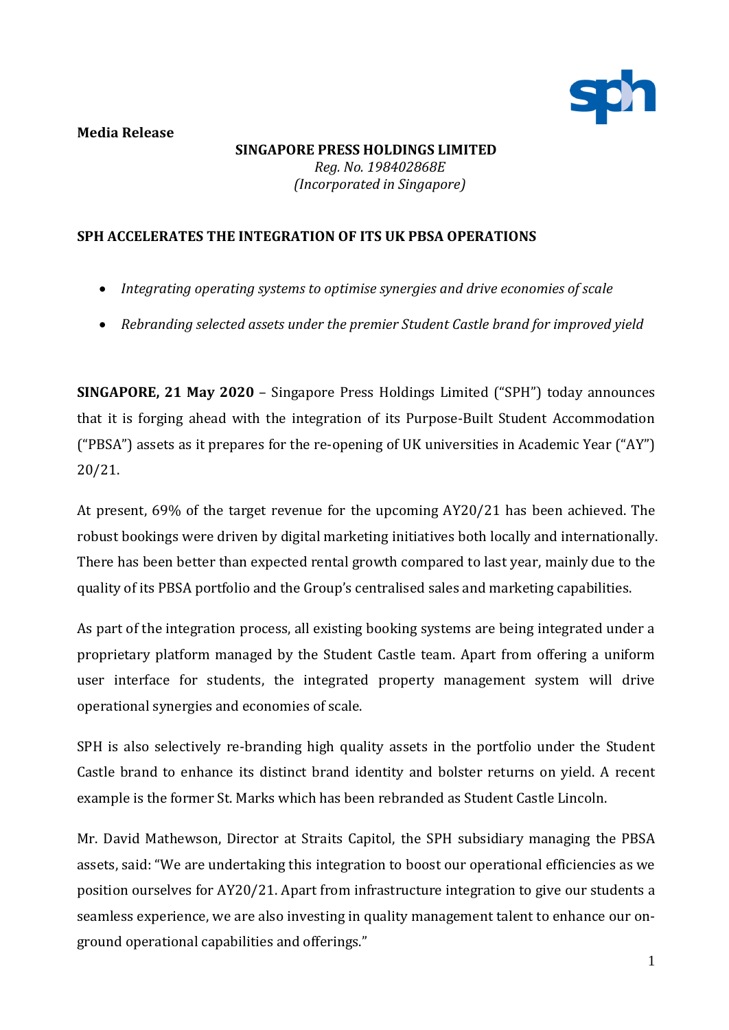**Media Release**

**SINGAPORE PRESS HOLDINGS LIMITED**
*Reg. No. 198402868E*
*(Incorporated in Singapore)*

## SPH ACCELERATES THE INTEGRATION OF ITS UK PBSA OPERATIONS

- *Integrating operating systems to optimise synergies and drive economies of scale*
- *Rebranding selected assets under the premier Student Castle brand for improved yield*

**SINGAPORE, 21 May 2020** – Singapore Press Holdings Limited ("SPH") today announces that it is forging ahead with the integration of its Purpose-Built Student Accommodation ("PBSA") assets as it prepares for the re-opening of UK universities in Academic Year ("AY") 20/21.

At present, 69% of the target revenue for the upcoming AY20/21 has been achieved. The robust bookings were driven by digital marketing initiatives both locally and internationally. There has been better than expected rental growth compared to last year, mainly due to the quality of its PBSA portfolio and the Group's centralised sales and marketing capabilities.

As part of the integration process, all existing booking systems are being integrated under a proprietary platform managed by the Student Castle team. Apart from offering a uniform user interface for students, the integrated property management system will drive operational synergies and economies of scale.

SPH is also selectively re-branding high quality assets in the portfolio under the Student Castle brand to enhance its distinct brand identity and bolster returns on yield. A recent example is the former St. Marks which has been rebranded as Student Castle Lincoln.

Mr. David Mathewson, Director at Straits Capitol, the SPH subsidiary managing the PBSA assets, said: "We are undertaking this integration to boost our operational efficiencies as we position ourselves for AY20/21. Apart from infrastructure integration to give our students a seamless experience, we are also investing in quality management talent to enhance our on-ground operational capabilities and offerings."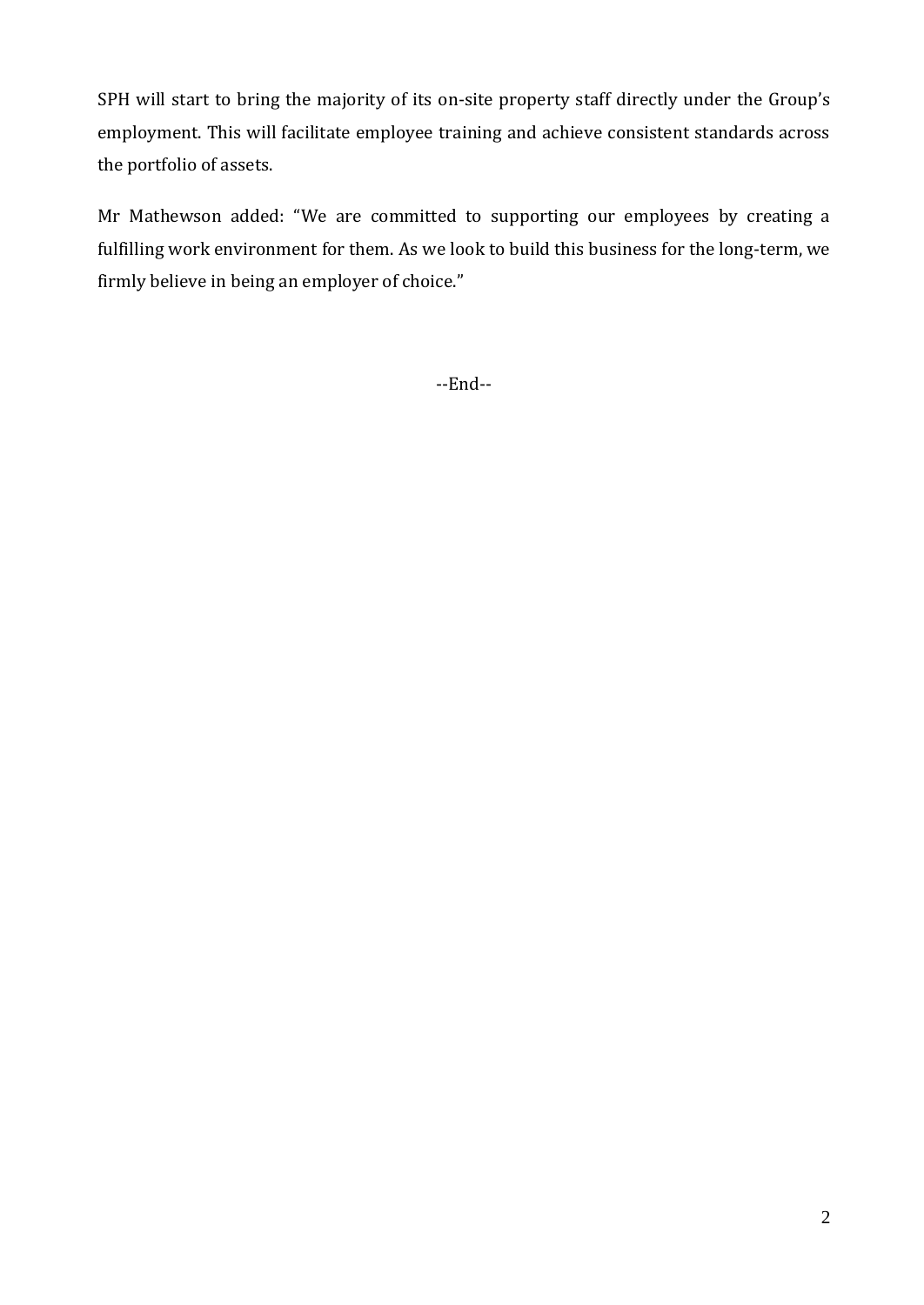SPH will start to bring the majority of its on-site property staff directly under the Group's employment. This will facilitate employee training and achieve consistent standards across the portfolio of assets.

Mr Mathewson added: "We are committed to supporting our employees by creating a fulfilling work environment for them. As we look to build this business for the long-term, we firmly believe in being an employer of choice."

--End--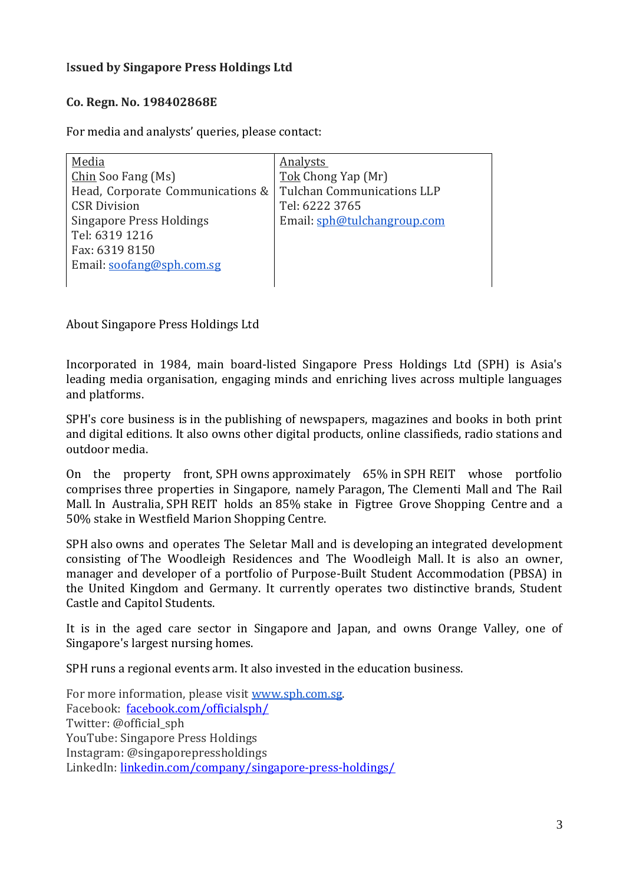**Issued by Singapore Press Holdings Ltd**

**Co. Regn. No. 198402868E**

For media and analysts' queries, please contact:

| Media | Analysts |
| --- | --- |
| Chin Soo Fang (Ms)<br>Head, Corporate Communications & CSR Division<br>Singapore Press Holdings<br>Tel: 6319 1216<br>Fax: 6319 8150<br>Email: soofang@sph.com.sg | Tok Chong Yap (Mr)<br>Tulchan Communications LLP<br>Tel: 6222 3765<br>Email: sph@tulchangroup.com |

About Singapore Press Holdings Ltd

Incorporated in 1984, main board-listed Singapore Press Holdings Ltd (SPH) is Asia's leading media organisation, engaging minds and enriching lives across multiple languages and platforms.

SPH's core business is in the publishing of newspapers, magazines and books in both print and digital editions. It also owns other digital products, online classifieds, radio stations and outdoor media.

On the property front, SPH owns approximately 65% in SPH REIT whose portfolio comprises three properties in Singapore, namely Paragon, The Clementi Mall and The Rail Mall. In Australia, SPH REIT holds an 85% stake in Figtree Grove Shopping Centre and a 50% stake in Westfield Marion Shopping Centre.

SPH also owns and operates The Seletar Mall and is developing an integrated development consisting of The Woodleigh Residences and The Woodleigh Mall. It is also an owner, manager and developer of a portfolio of Purpose-Built Student Accommodation (PBSA) in the United Kingdom and Germany. It currently operates two distinctive brands, Student Castle and Capitol Students.

It is in the aged care sector in Singapore and Japan, and owns Orange Valley, one of Singapore's largest nursing homes.

SPH runs a regional events arm. It also invested in the education business.

For more information, please visit www.sph.com.sg.  
Facebook: facebook.com/officialsph/  
Twitter: @official_sph  
YouTube: Singapore Press Holdings  
Instagram: @singaporepressholdings  
LinkedIn: linkedin.com/company/singapore-press-holdings/